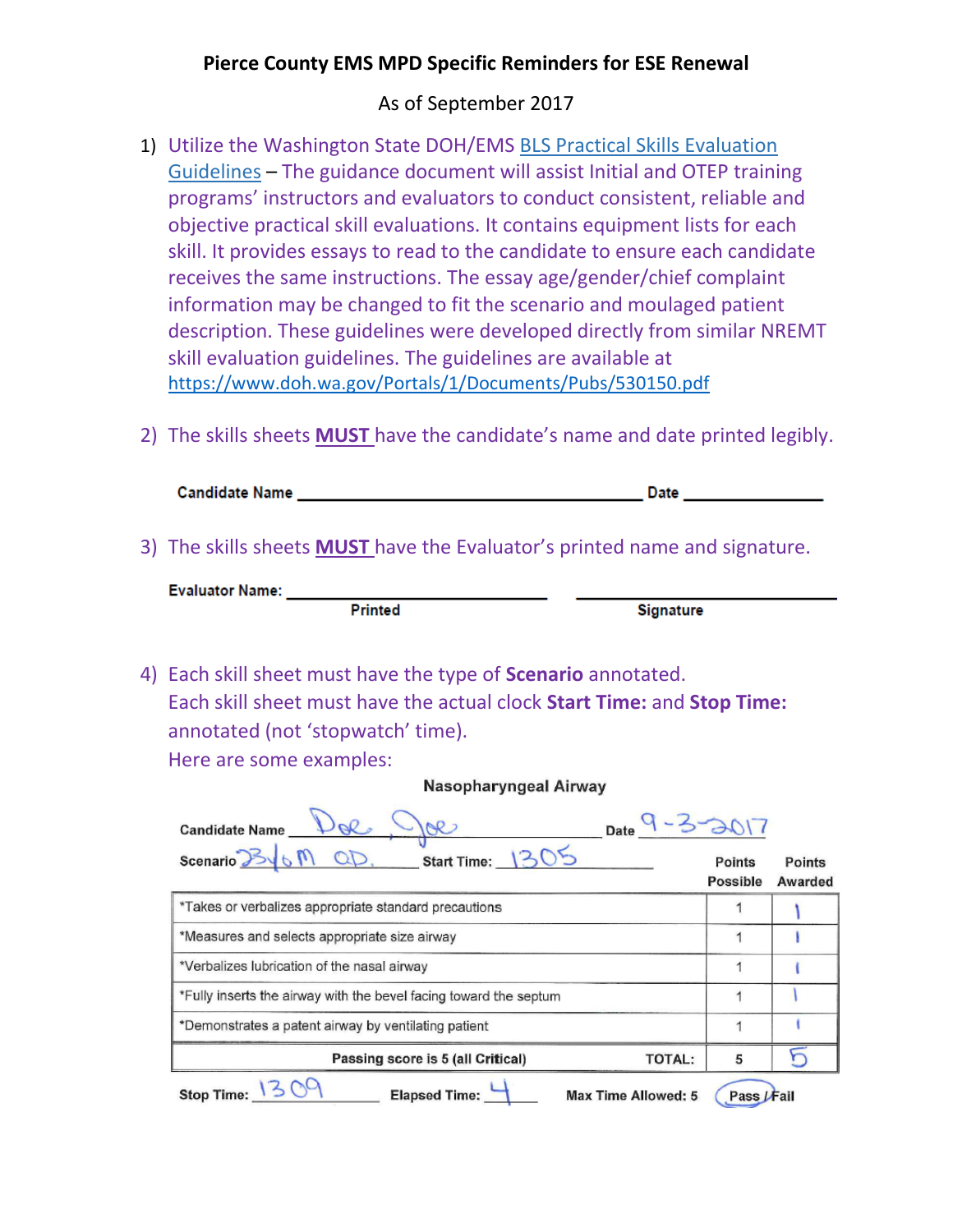# Pierce County EMS MPD Specific Reminders for ESE Renewal

As of September 2017

1) Utilize the Washington State DOH/EMS BLS Practical Skills Evaluation Guidelines – The guidance document will assist Initial and OTEP training programs' instructors and evaluators to conduct consistent, reliable and objective practical skill evaluations. It contains equipment lists for each skill. It provides essays to read to the candidate to ensure each candidate receives the same instructions. The essay age/gender/chief complaint information may be changed to fit the scenario and moulaged patient description. These guidelines were developed directly from similar NREMT skill evaluation guidelines. The guidelines are available at https://www.doh.wa.gov/Portals/1/Documents/Pubs/530150.pdf

2) The skills sheets **MUST** have the candidate's name and date printed legibly.

   **Candidate Name** ________________________ **Date** ____________

3) The skills sheets **MUST** have the Evaluator's printed name and signature.

   **Evaluator Name:** ____________________ ____________________
   **Printed** **Signature**

4) Each skill sheet must have the type of **Scenario** annotated.
   Each skill sheet must have the actual clock **Start Time:** and **Stop Time:** annotated (not 'stopwatch' time).
   Here are some examples:

**Nasopharyngeal Airway**

**Candidate Name** Doe, Joe **Date** 9-3-2017
**Scenario** 23 y/o M OD. **Start Time:** 1305

| | Points Possible | Points Awarded |
|---|---|---|
| *Takes or verbalizes appropriate standard precautions | 1 | 1 |
| *Measures and selects appropriate size airway | 1 | 1 |
| *Verbalizes lubrication of the nasal airway | 1 | 1 |
| *Fully inserts the airway with the bevel facing toward the septum | 1 | 1 |
| *Demonstrates a patent airway by ventilating patient | 1 | 1 |
| **Passing score is 5 (all Critical)** **TOTAL:** | 5 | 5 |

**Stop Time:** 1309 **Elapsed Time:** 4 **Max Time Allowed: 5** **Pass / Fail** (Pass circled)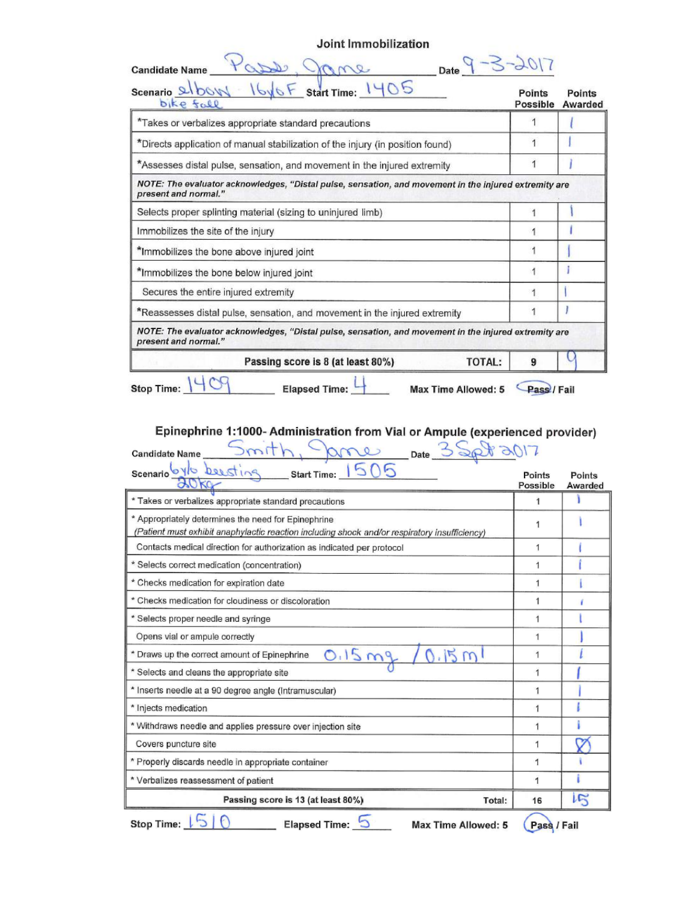## Joint Immobilization

**Candidate Name** Passe, Jane **Date** 9-3-2017

**Scenario** elbow 16y/o F bike fall **Start Time:** 1405

| | Points Possible | Points Awarded |
|---|---|---|
| *Takes or verbalizes appropriate standard precautions | 1 | 1 |
| *Directs application of manual stabilization of the injury (in position found) | 1 | 1 |
| *Assesses distal pulse, sensation, and movement in the injured extremity | 1 | 1 |
| *NOTE: The evaluator acknowledges, "Distal pulse, sensation, and movement in the injured extremity are present and normal."* | | |
| Selects proper splinting material (sizing to uninjured limb) | 1 | 1 |
| Immobilizes the site of the injury | 1 | 1 |
| *Immobilizes the bone above injured joint | 1 | 1 |
| *Immobilizes the bone below injured joint | 1 | 1 |
| Secures the entire injured extremity | 1 | 1 |
| *Reassesses distal pulse, sensation, and movement in the injured extremity | 1 | 1 |
| *NOTE: The evaluator acknowledges, "Distal pulse, sensation, and movement in the injured extremity are present and normal."* | | |
| **Passing score is 8 (at least 80%) TOTAL:** | 9 | 9 |

**Stop Time:** 1409 **Elapsed Time:** 4 **Max Time Allowed: 5** **Pass** / Fail (Pass circled)

## Epinephrine 1:1000- Administration from Vial or Ampule (experienced provider)

**Candidate Name** Smith, Jane **Date** 3 Sept 2017

**Scenario** 6y/o beesting 20kg **Start Time:** 1505

| | Points Possible | Points Awarded |
|---|---|---|
| * Takes or verbalizes appropriate standard precautions | 1 | 1 |
| * Appropriately determines the need for Epinephrine *(Patient must exhibit anaphylactic reaction including shock and/or respiratory insufficiency)* | 1 | 1 |
| Contacts medical direction for authorization as indicated per protocol | 1 | 1 |
| * Selects correct medication (concentration) | 1 | 1 |
| * Checks medication for expiration date | 1 | 1 |
| * Checks medication for cloudiness or discoloration | 1 | 1 |
| * Selects proper needle and syringe | 1 | 1 |
| Opens vial or ampule correctly | 1 | 1 |
| * Draws up the correct amount of Epinephrine 0.15 mg / 0.15 ml | 1 | 1 |
| * Selects and cleans the appropriate site | 1 | 1 |
| * Inserts needle at a 90 degree angle (Intramuscular) | 1 | 1 |
| * Injects medication | 1 | 1 |
| * Withdraws needle and applies pressure over injection site | 1 | 1 |
| Covers puncture site | 1 | Ø |
| * Properly discards needle in appropriate container | 1 | 1 |
| * Verbalizes reassessment of patient | 1 | 1 |
| **Passing score is 13 (at least 80%) Total:** | 16 | 15 |

**Stop Time:** 1510 **Elapsed Time:** 5 **Max Time Allowed: 5** **Pass** / Fail (Pass circled)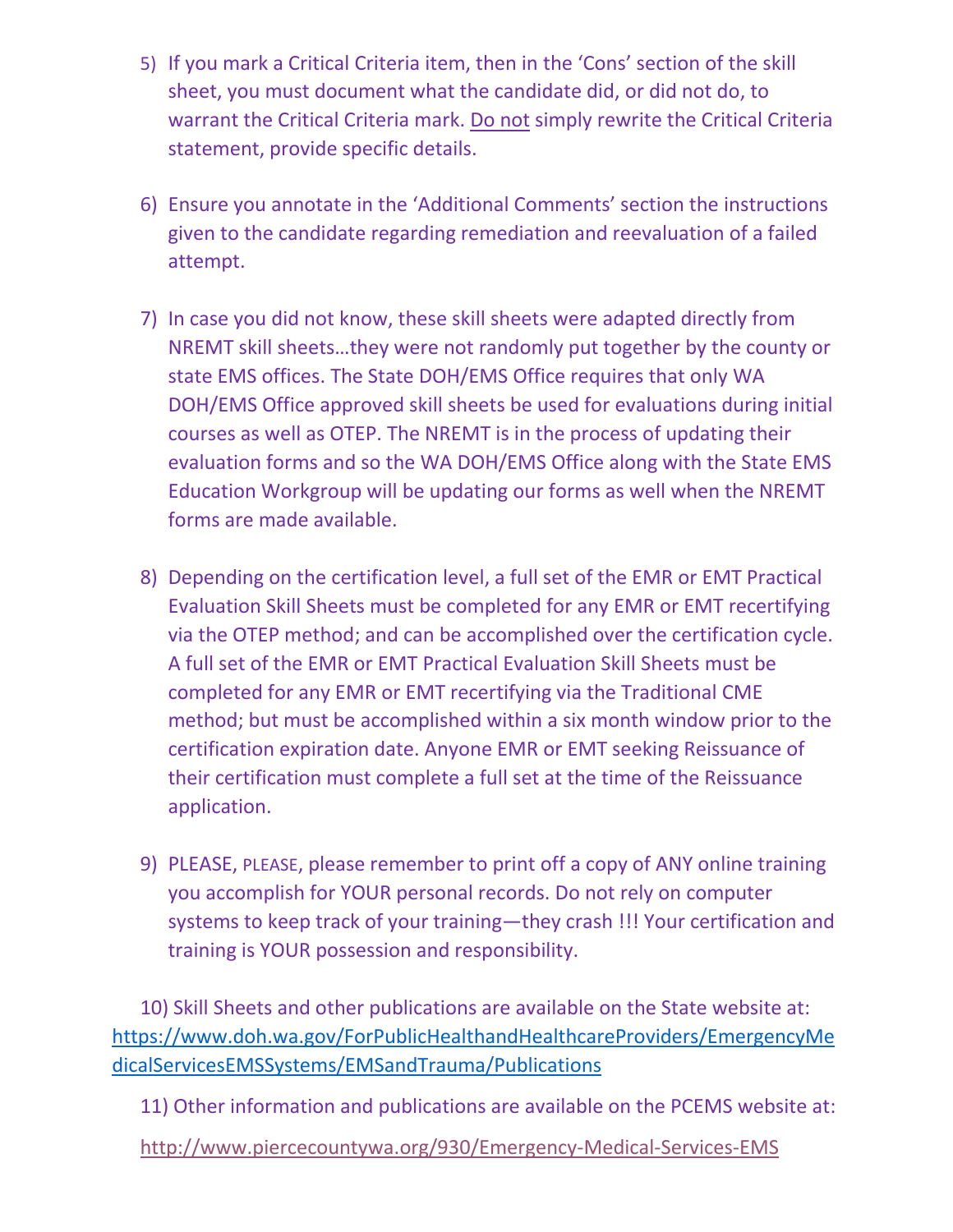5) If you mark a Critical Criteria item, then in the 'Cons' section of the skill sheet, you must document what the candidate did, or did not do, to warrant the Critical Criteria mark. <u>Do not</u> simply rewrite the Critical Criteria statement, provide specific details.

6) Ensure you annotate in the 'Additional Comments' section the instructions given to the candidate regarding remediation and reevaluation of a failed attempt.

7) In case you did not know, these skill sheets were adapted directly from NREMT skill sheets…they were not randomly put together by the county or state EMS offices. The State DOH/EMS Office requires that only WA DOH/EMS Office approved skill sheets be used for evaluations during initial courses as well as OTEP. The NREMT is in the process of updating their evaluation forms and so the WA DOH/EMS Office along with the State EMS Education Workgroup will be updating our forms as well when the NREMT forms are made available.

8) Depending on the certification level, a full set of the EMR or EMT Practical Evaluation Skill Sheets must be completed for any EMR or EMT recertifying via the OTEP method; and can be accomplished over the certification cycle. A full set of the EMR or EMT Practical Evaluation Skill Sheets must be completed for any EMR or EMT recertifying via the Traditional CME method; but must be accomplished within a six month window prior to the certification expiration date. Anyone EMR or EMT seeking Reissuance of their certification must complete a full set at the time of the Reissuance application.

9) PLEASE, PLEASE, please remember to print off a copy of ANY online training you accomplish for YOUR personal records. Do not rely on computer systems to keep track of your training—they crash !!! Your certification and training is YOUR possession and responsibility.

10) Skill Sheets and other publications are available on the State website at: https://www.doh.wa.gov/ForPublicHealthandHealthcareProviders/EmergencyMedicalServicesEMSSystems/EMSandTrauma/Publications

11) Other information and publications are available on the PCEMS website at:

http://www.piercecountywa.org/930/Emergency-Medical-Services-EMS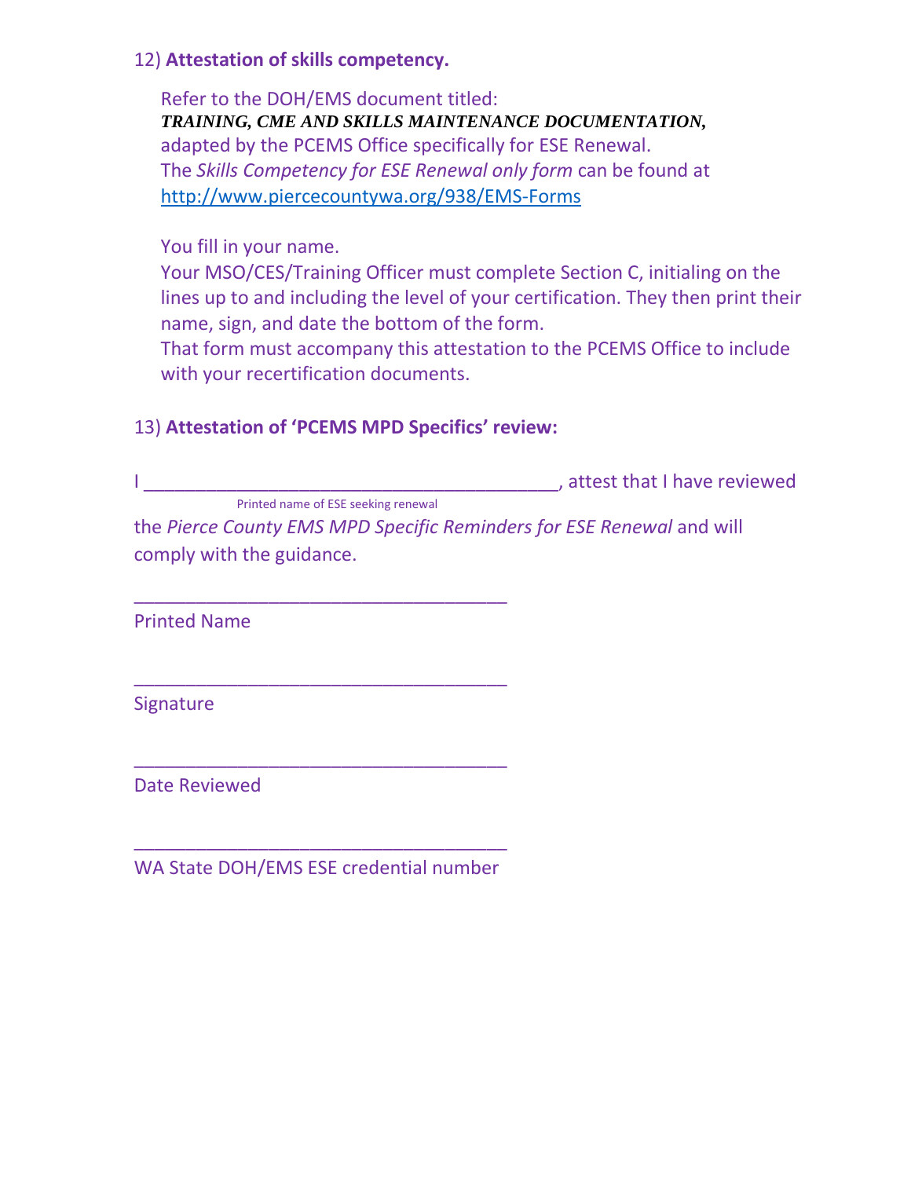12) **Attestation of skills competency.**

Refer to the DOH/EMS document titled:
***TRAINING, CME AND SKILLS MAINTENANCE DOCUMENTATION,***
adapted by the PCEMS Office specifically for ESE Renewal.
The *Skills Competency for ESE Renewal only form* can be found at
http://www.piercecountywa.org/938/EMS-Forms

You fill in your name.
Your MSO/CES/Training Officer must complete Section C, initialing on the lines up to and including the level of your certification. They then print their name, sign, and date the bottom of the form.
That form must accompany this attestation to the PCEMS Office to include with your recertification documents.

13) **Attestation of 'PCEMS MPD Specifics' review:**

I ________________________________________, attest that I have reviewed
Printed name of ESE seeking renewal
the *Pierce County EMS MPD Specific Reminders for ESE Renewal* and will comply with the guidance.

___________________________________
Printed Name

___________________________________
Signature

___________________________________
Date Reviewed

___________________________________
WA State DOH/EMS ESE credential number